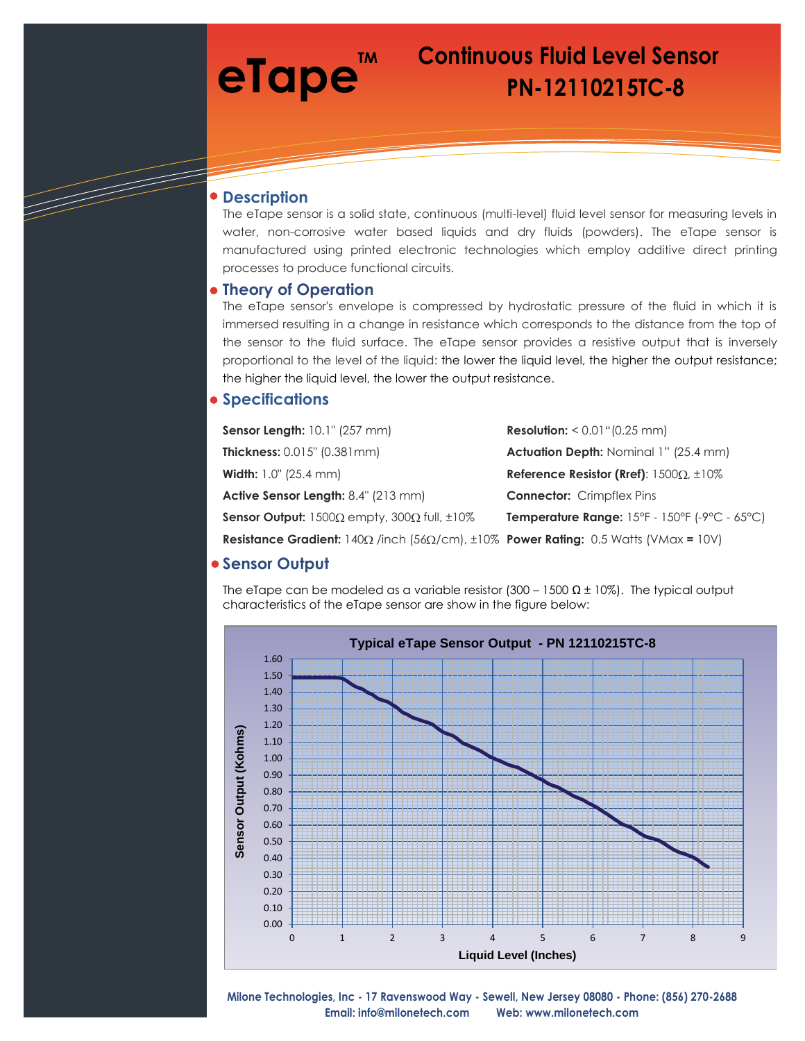# eTape™

## Continuous Fluid Level Sensor
## PN-12110215TC-8

## Description

The eTape sensor is a solid state, continuous (multi-level) fluid level sensor for measuring levels in water, non-corrosive water based liquids and dry fluids (powders). The eTape sensor is manufactured using printed electronic technologies which employ additive direct printing processes to produce functional circuits.

## Theory of Operation

The eTape sensor's envelope is compressed by hydrostatic pressure of the fluid in which it is immersed resulting in a change in resistance which corresponds to the distance from the top of the sensor to the fluid surface. The eTape sensor provides a resistive output that is inversely proportional to the level of the liquid: the lower the liquid level, the higher the output resistance; the higher the liquid level, the lower the output resistance.

## Specifications

**Sensor Length:** 10.1" (257 mm)

**Thickness:** 0.015" (0.381mm)

**Width:** 1.0" (25.4 mm)

**Active Sensor Length:** 8.4" (213 mm)

**Sensor Output:** 1500Ω empty, 300Ω full, ±10%

**Resistance Gradient:** 140Ω /inch (56Ω/cm), ±10%

**Resolution:** < 0.01"(0.25 mm)

**Actuation Depth:** Nominal 1" (25.4 mm)

**Reference Resistor (Rref)**: 1500Ω, ±10%

**Connector:** Crimpflex Pins

**Temperature Range:** 15°F - 150°F (-9°C - 65°C)

**Power Rating:** 0.5 Watts (VMax **=** 10V)

## Sensor Output

The eTape can be modeled as a variable resistor (300 – 1500 Ω ± 10%). The typical output characteristics of the eTape sensor are show in the figure below:

**Typical eTape Sensor Output - PN 12110215TC-8**

(Chart: Sensor Output (Kohms), 0.00–1.60, vs. Liquid Level (Inches), 0–9)

Milone Technologies, Inc - 17 Ravenswood Way - Sewell, New Jersey 08080 - Phone: (856) 270-2688
Email: info@milonetech.com Web: www.milonetech.com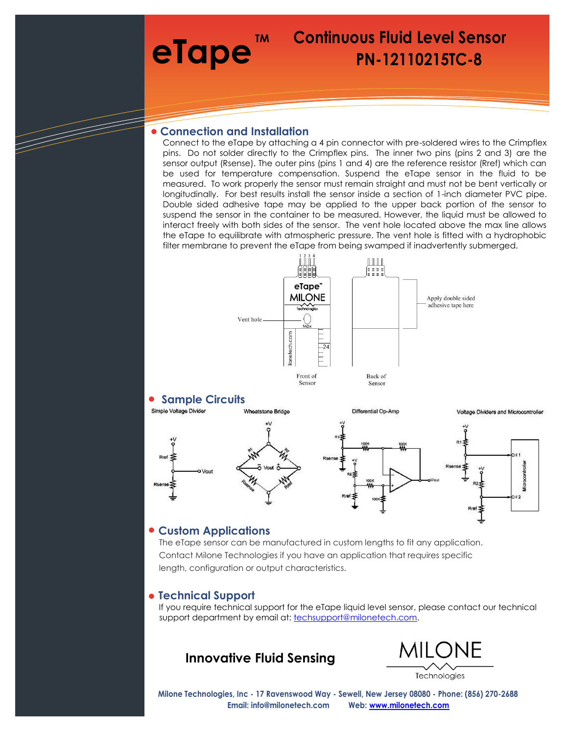# eTape™ Continuous Fluid Level Sensor

## PN-12110215TC-8

## Connection and Installation

Connect to the eTape by attaching a 4 pin connector with pre-soldered wires to the Crimpflex pins. Do not solder directly to the Crimpflex pins. The inner two pins (pins 2 and 3) are the sensor output (Rsense). The outer pins (pins 1 and 4) are the reference resistor (Rref) which can be used for temperature compensation. Suspend the eTape sensor in the fluid to be measured. To work properly the sensor must remain straight and must not be bent vertically or longitudinally. For best results install the sensor inside a section of 1-inch diameter PVC pipe. Double sided adhesive tape may be applied to the upper back portion of the sensor to suspend the sensor in the container to be measured. However, the liquid must be allowed to interact freely with both sides of the sensor. The vent hole located above the max line allows the eTape to equilibrate with atmospheric pressure. The vent hole is fitted with a hydrophobic filter membrane to prevent the eTape from being swamped if inadvertently submerged.

1 2 3 4
eTape™
MILONE
Technologies
Vent hole
Max
24
ilonetech.com
Front of Sensor
Apply double sided adhesive tape here
Back of Sensor

## Sample Circuits

Simple Voltage Divider
+V
Rref
Vout
Rsense

Wheatstone Bridge
+V
R1
R2
Vout
Rsense
Rref

Differential Op-Amp
+V
R1
Rsense
+V
R2
Rref
100K
100K
100K
100K
Vout

Voltage Dividers and Microcontroller
+V
R1
Rsense
+V
R2
Rref
CH 1
CH 2
Microcontroller

## Custom Applications

The eTape sensor can be manufactured in custom lengths to fit any application. Contact Milone Technologies if you have an application that requires specific length, configuration or output characteristics.

## Technical Support

If you require technical support for the eTape liquid level sensor, please contact our technical support department by email at: techsupport@milonetech.com.

**Innovative Fluid Sensing**

MILONE Technologies

**Milone Technologies, Inc - 17 Ravenswood Way - Sewell, New Jersey 08080 - Phone: (856) 270-2688**
**Email: info@milonetech.com Web: www.milonetech.com**